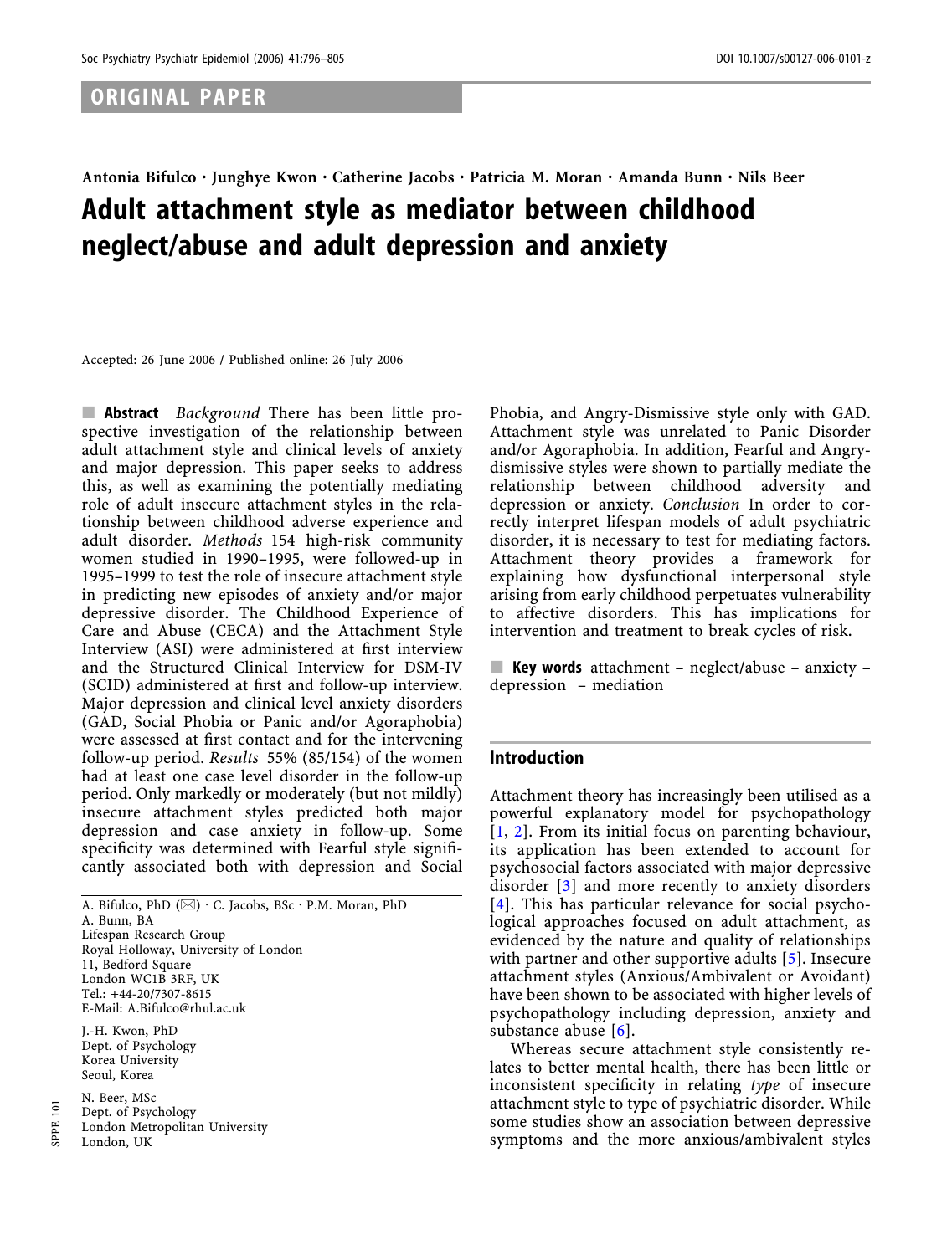ORIGINAL PAPER

Antonia Bifulco · Junghye Kwon · Catherine Jacobs · Patricia M. Moran · Amanda Bunn · Nils Beer

# Adult attachment style as mediator between childhood neglect/abuse and adult depression and anxiety

Accepted: 26 June 2006 / Published online: 26 July 2006

**Abstract** *Background* There has been little prospective investigation of the relationship between adult attachment style and clinical levels of anxiety and major depression. This paper seeks to address this, as well as examining the potentially mediating role of adult insecure attachment styles in the relationship between childhood adverse experience and adult disorder. *Methods* 154 high-risk community women studied in 1990–1995, were followed-up in 1995–1999 to test the role of insecure attachment style in predicting new episodes of anxiety and/or major depressive disorder. The Childhood Experience of Care and Abuse (CECA) and the Attachment Style Interview (ASI) were administered at first interview and the Structured Clinical Interview for DSM-IV (SCID) administered at first and follow-up interview. Major depression and clinical level anxiety disorders (GAD, Social Phobia or Panic and/or Agoraphobia) were assessed at first contact and for the intervening follow-up period. *Results* 55% (85/154) of the women had at least one case level disorder in the follow-up period. Only markedly or moderately (but not mildly) insecure attachment styles predicted both major depression and case anxiety in follow-up. Some specificity was determined with Fearful style significantly associated both with depression and Social Phobia, and Angry-Dismissive style only with GAD. Attachment style was unrelated to Panic Disorder and/or Agoraphobia. In addition, Fearful and Angry-dismissive styles were shown to partially mediate the relationship between childhood adversity and depression or anxiety. *Conclusion* In order to correctly interpret lifespan models of adult psychiatric disorder, it is necessary to test for mediating factors. Attachment theory provides a framework for explaining how dysfunctional interpersonal style arising from early childhood perpetuates vulnerability to affective disorders. This has implications for intervention and treatment to break cycles of risk.

**Key words** attachment – neglect/abuse – anxiety – depression – mediation

A. Bifulco, PhD (✉) · C. Jacobs, BSc · P.M. Moran, PhD
A. Bunn, BA
Lifespan Research Group
Royal Holloway, University of London
11, Bedford Square
London WC1B 3RF, UK
Tel.: +44-20/7307-8615
E-Mail: A.Bifulco@rhul.ac.uk

J.-H. Kwon, PhD
Dept. of Psychology
Korea University
Seoul, Korea

N. Beer, MSc
Dept. of Psychology
London Metropolitan University
London, UK

SPPE 101

## Introduction

Attachment theory has increasingly been utilised as a powerful explanatory model for psychopathology [1, 2]. From its initial focus on parenting behaviour, its application has been extended to account for psychosocial factors associated with major depressive disorder [3] and more recently to anxiety disorders [4]. This has particular relevance for social psychological approaches focused on adult attachment, as evidenced by the nature and quality of relationships with partner and other supportive adults [5]. Insecure attachment styles (Anxious/Ambivalent or Avoidant) have been shown to be associated with higher levels of psychopathology including depression, anxiety and substance abuse [6].

Whereas secure attachment style consistently relates to better mental health, there has been little or inconsistent specificity in relating *type* of insecure attachment style to type of psychiatric disorder. While some studies show an association between depressive symptoms and the more anxious/ambivalent styles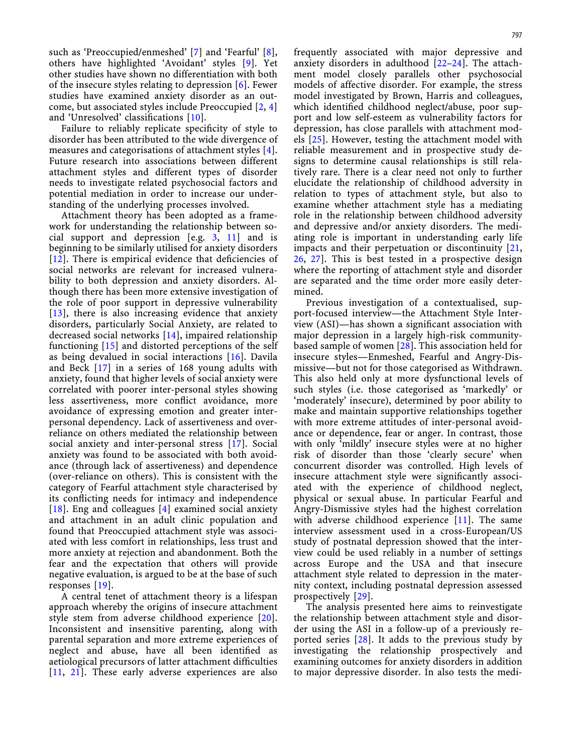such as 'Preoccupied/enmeshed' [7] and 'Fearful' [8], others have highlighted 'Avoidant' styles [9]. Yet other studies have shown no differentiation with both of the insecure styles relating to depression [6]. Fewer studies have examined anxiety disorder as an outcome, but associated styles include Preoccupied [2, 4] and 'Unresolved' classifications [10].

Failure to reliably replicate specificity of style to disorder has been attributed to the wide divergence of measures and categorisations of attachment styles [4]. Future research into associations between different attachment styles and different types of disorder needs to investigate related psychosocial factors and potential mediation in order to increase our understanding of the underlying processes involved.

Attachment theory has been adopted as a framework for understanding the relationship between social support and depression [e.g. 3, 11] and is beginning to be similarly utilised for anxiety disorders [12]. There is empirical evidence that deficiencies of social networks are relevant for increased vulnerability to both depression and anxiety disorders. Although there has been more extensive investigation of the role of poor support in depressive vulnerability [13], there is also increasing evidence that anxiety disorders, particularly Social Anxiety, are related to decreased social networks [14], impaired relationship functioning [15] and distorted perceptions of the self as being devalued in social interactions [16]. Davila and Beck [17] in a series of 168 young adults with anxiety, found that higher levels of social anxiety were correlated with poorer inter-personal styles showing less assertiveness, more conflict avoidance, more avoidance of expressing emotion and greater inter-personal dependency. Lack of assertiveness and over-reliance on others mediated the relationship between social anxiety and inter-personal stress [17]. Social anxiety was found to be associated with both avoidance (through lack of assertiveness) and dependence (over-reliance on others). This is consistent with the category of Fearful attachment style characterised by its conflicting needs for intimacy and independence [18]. Eng and colleagues [4] examined social anxiety and attachment in an adult clinic population and found that Preoccupied attachment style was associated with less comfort in relationships, less trust and more anxiety at rejection and abandonment. Both the fear and the expectation that others will provide negative evaluation, is argued to be at the base of such responses [19].

A central tenet of attachment theory is a lifespan approach whereby the origins of insecure attachment style stem from adverse childhood experience [20]. Inconsistent and insensitive parenting, along with parental separation and more extreme experiences of neglect and abuse, have all been identified as aetiological precursors of latter attachment difficulties [11, 21]. These early adverse experiences are also frequently associated with major depressive and anxiety disorders in adulthood [22–24]. The attachment model closely parallels other psychosocial models of affective disorder. For example, the stress model investigated by Brown, Harris and colleagues, which identified childhood neglect/abuse, poor support and low self-esteem as vulnerability factors for depression, has close parallels with attachment models [25]. However, testing the attachment model with reliable measurement and in prospective study designs to determine causal relationships is still relatively rare. There is a clear need not only to further elucidate the relationship of childhood adversity in relation to types of attachment style, but also to examine whether attachment style has a mediating role in the relationship between childhood adversity and depressive and/or anxiety disorders. The mediating role is important in understanding early life impacts and their perpetuation or discontinuity [21, 26, 27]. This is best tested in a prospective design where the reporting of attachment style and disorder are separated and the time order more easily determined.

Previous investigation of a contextualised, support-focused interview—the Attachment Style Interview (ASI)—has shown a significant association with major depression in a largely high-risk community-based sample of women [28]. This association held for insecure styles—Enmeshed, Fearful and Angry-Dismissive—but not for those categorised as Withdrawn. This also held only at more dysfunctional levels of such styles (i.e. those categorised as 'markedly' or 'moderately' insecure), determined by poor ability to make and maintain supportive relationships together with more extreme attitudes of inter-personal avoidance or dependence, fear or anger. In contrast, those with only 'mildly' insecure styles were at no higher risk of disorder than those 'clearly secure' when concurrent disorder was controlled. High levels of insecure attachment style were significantly associated with the experience of childhood neglect, physical or sexual abuse. In particular Fearful and Angry-Dismissive styles had the highest correlation with adverse childhood experience [11]. The same interview assessment used in a cross-European/US study of postnatal depression showed that the interview could be used reliably in a number of settings across Europe and the USA and that insecure attachment style related to depression in the maternity context, including postnatal depression assessed prospectively [29].

The analysis presented here aims to reinvestigate the relationship between attachment style and disorder using the ASI in a follow-up of a previously reported series [28]. It adds to the previous study by investigating the relationship prospectively and examining outcomes for anxiety disorders in addition to major depressive disorder. In also tests the medi-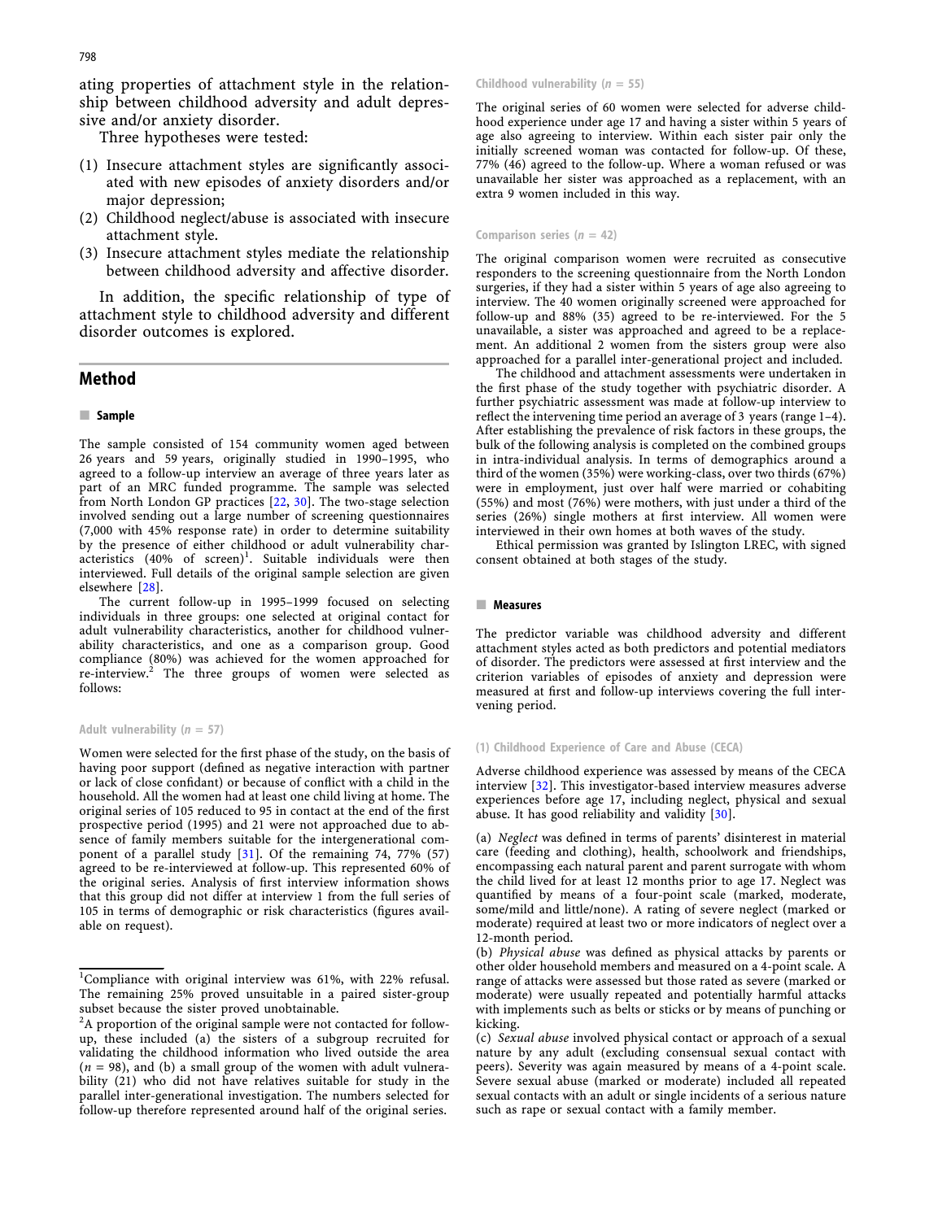ating properties of attachment style in the relationship between childhood adversity and adult depressive and/or anxiety disorder.

Three hypotheses were tested:

(1) Insecure attachment styles are significantly associated with new episodes of anxiety disorders and/or major depression;
(2) Childhood neglect/abuse is associated with insecure attachment style.
(3) Insecure attachment styles mediate the relationship between childhood adversity and affective disorder.

In addition, the specific relationship of type of attachment style to childhood adversity and different disorder outcomes is explored.

## Method

### Sample

The sample consisted of 154 community women aged between 26 years and 59 years, originally studied in 1990–1995, who agreed to a follow-up interview an average of three years later as part of an MRC funded programme. The sample was selected from North London GP practices [22, 30]. The two-stage selection involved sending out a large number of screening questionnaires (7,000 with 45% response rate) in order to determine suitability by the presence of either childhood or adult vulnerability characteristics (40% of screen)[1]. Suitable individuals were then interviewed. Full details of the original sample selection are given elsewhere [28].

The current follow-up in 1995–1999 focused on selecting individuals in three groups: one selected at original contact for adult vulnerability characteristics, another for childhood vulnerability characteristics, and one as a comparison group. Good compliance (80%) was achieved for the women approached for re-interview.[2] The three groups of women were selected as follows:

#### Adult vulnerability ($n = 57$)

Women were selected for the first phase of the study, on the basis of having poor support (defined as negative interaction with partner or lack of close confidant) or because of conflict with a child in the household. All the women had at least one child living at home. The original series of 105 reduced to 95 in contact at the end of the first prospective period (1995) and 21 were not approached due to absence of family members suitable for the intergenerational component of a parallel study [31]. Of the remaining 74, 77% (57) agreed to be re-interviewed at follow-up. This represented 60% of the original series. Analysis of first interview information shows that this group did not differ at interview 1 from the full series of 105 in terms of demographic or risk characteristics (figures available on request).

#### Childhood vulnerability ($n = 55$)

The original series of 60 women were selected for adverse childhood experience under age 17 and having a sister within 5 years of age also agreeing to interview. Within each sister pair only the initially screened woman was contacted for follow-up. Of these, 77% (46) agreed to the follow-up. Where a woman refused or was unavailable her sister was approached as a replacement, with an extra 9 women included in this way.

#### Comparison series ($n = 42$)

The original comparison women were recruited as consecutive responders to the screening questionnaire from the North London surgeries, if they had a sister within 5 years of age also agreeing to interview. The 40 women originally screened were approached for follow-up and 88% (35) agreed to be re-interviewed. For the 5 unavailable, a sister was approached and agreed to be a replacement. An additional 2 women from the sisters group were also approached for a parallel inter-generational project and included.

The childhood and attachment assessments were undertaken in the first phase of the study together with psychiatric disorder. A further psychiatric assessment was made at follow-up interview to reflect the intervening time period an average of 3 years (range 1–4). After establishing the prevalence of risk factors in these groups, the bulk of the following analysis is completed on the combined groups in intra-individual analysis. In terms of demographics around a third of the women (35%) were working-class, over two thirds (67%) were in employment, just over half were married or cohabiting (55%) and most (76%) were mothers, with just under a third of the series (26%) single mothers at first interview. All women were interviewed in their own homes at both waves of the study.

Ethical permission was granted by Islington LREC, with signed consent obtained at both stages of the study.

### Measures

The predictor variable was childhood adversity and different attachment styles acted as both predictors and potential mediators of disorder. The predictors were assessed at first interview and the criterion variables of episodes of anxiety and depression were measured at first and follow-up interviews covering the full intervening period.

#### (1) Childhood Experience of Care and Abuse (CECA)

Adverse childhood experience was assessed by means of the CECA interview [32]. This investigator-based interview measures adverse experiences before age 17, including neglect, physical and sexual abuse. It has good reliability and validity [30].

(a) *Neglect* was defined in terms of parents' disinterest in material care (feeding and clothing), health, schoolwork and friendships, encompassing each natural parent and parent surrogate with whom the child lived for at least 12 months prior to age 17. Neglect was quantified by means of a four-point scale (marked, moderate, some/mild and little/none). A rating of severe neglect (marked or moderate) required at least two or more indicators of neglect over a 12-month period.
(b) *Physical abuse* was defined as physical attacks by parents or other older household members and measured on a 4-point scale. A range of attacks were assessed but those rated as severe (marked or moderate) were usually repeated and potentially harmful attacks with implements such as belts or sticks or by means of punching or kicking.
(c) *Sexual abuse* involved physical contact or approach of a sexual nature by any adult (excluding consensual sexual contact with peers). Severity was again measured by means of a 4-point scale. Severe sexual abuse (marked or moderate) included all repeated sexual contacts with an adult or single incidents of a serious nature such as rape or sexual contact with a family member.

---

[1] Compliance with original interview was 61%, with 22% refusal. The remaining 25% proved unsuitable in a paired sister-group subset because the sister proved unobtainable.

[2] A proportion of the original sample were not contacted for follow-up, these included (a) the sisters of a subgroup recruited for validating the childhood information who lived outside the area ($n = 98$), and (b) a small group of the women with adult vulnerability (21) who did not have relatives suitable for study in the parallel inter-generational investigation. The numbers selected for follow-up therefore represented around half of the original series.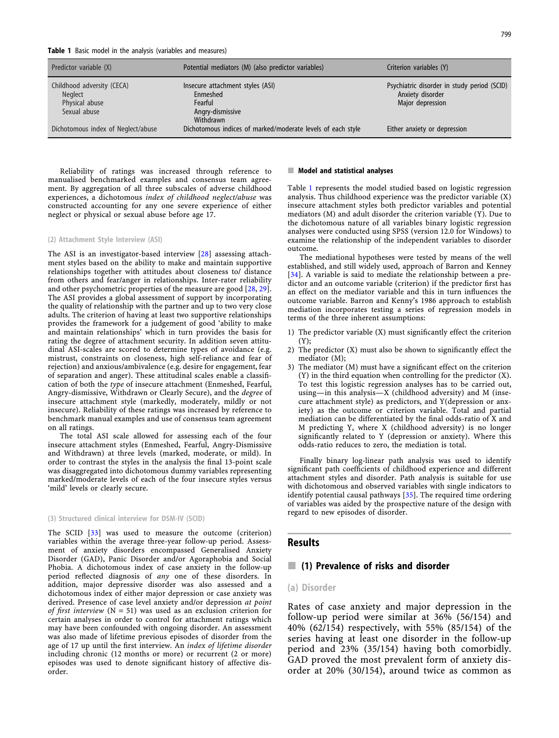**Table 1** Basic model in the analysis (variables and measures)

| Predictor variable (X) | Potential mediators (M) (also predictor variables) | Criterion variables (Y) |
|---|---|---|
| Childhood adversity (CECA)<br>Neglect<br>Physical abuse<br>Sexual abuse | Insecure attachment styles (ASI)<br>Enmeshed<br>Fearful<br>Angry-dismissive<br>Withdrawn | Psychiatric disorder in study period (SCID)<br>Anxiety disorder<br>Major depression |
| Dichotomous index of Neglect/abuse | Dichotomous indices of marked/moderate levels of each style | Either anxiety or depression |

Reliability of ratings was increased through reference to manualised benchmarked examples and consensus team agreement. By aggregation of all three subscales of adverse childhood experiences, a dichotomous *index of childhood neglect/abuse* was constructed accounting for any one severe experience of either neglect or physical or sexual abuse before age 17.

#### (2) Attachment Style Interview (ASI)

The ASI is an investigator-based interview [28] assessing attachment styles based on the ability to make and maintain supportive relationships together with attitudes about closeness to/ distance from others and fear/anger in relationships. Inter-rater reliability and other psychometric properties of the measure are good [28, 29]. The ASI provides a global assessment of support by incorporating the quality of relationship with the partner and up to two very close adults. The criterion of having at least two supportive relationships provides the framework for a judgement of good 'ability to make and maintain relationships' which in turn provides the basis for rating the degree of attachment security. In addition seven attitudinal ASI-scales are scored to determine types of avoidance (e.g. mistrust, constraints on closeness, high self-reliance and fear of rejection) and anxious/ambivalence (e.g. desire for engagement, fear of separation and anger). These attitudinal scales enable a classification of both the *type* of insecure attachment (Enmeshed, Fearful, Angry-dismissive, Withdrawn or Clearly Secure), and the *degree* of insecure attachment style (markedly, moderately, mildly or not insecure). Reliability of these ratings was increased by reference to benchmark manual examples and use of consensus team agreement on all ratings.

The total ASI scale allowed for assessing each of the four insecure attachment styles (Enmeshed, Fearful, Angry-Dismissive and Withdrawn) at three levels (marked, moderate, or mild). In order to contrast the styles in the analysis the final 13-point scale was disaggregated into dichotomous dummy variables representing marked/moderate levels of each of the four insecure styles versus 'mild' levels or clearly secure.

#### (3) Structured clinical interview for DSM-IV (SCID)

The SCID [33] was used to measure the outcome (criterion) variables within the average three-year follow-up period. Assessment of anxiety disorders encompassed Generalised Anxiety Disorder (GAD), Panic Disorder and/or Agoraphobia and Social Phobia. A dichotomous index of case anxiety in the follow-up period reflected diagnosis of *any* one of these disorders. In addition, major depressive disorder was also assessed and a dichotomous index of either major depression or case anxiety was derived. Presence of case level anxiety and/or depression *at point of first interview* (N = 51) was used as an exclusion criterion for certain analyses in order to control for attachment ratings which may have been confounded with ongoing disorder. An assessment was also made of lifetime previous episodes of disorder from the age of 17 up until the first interview. An *index of lifetime disorder* including chronic (12 months or more) or recurrent (2 or more) episodes was used to denote significant history of affective disorder.

#### Model and statistical analyses

Table 1 represents the model studied based on logistic regression analysis. Thus childhood experience was the predictor variable (X) insecure attachment styles both predictor variables and potential mediators (M) and adult disorder the criterion variable (Y). Due to the dichotomous nature of all variables binary logistic regression analyses were conducted using SPSS (version 12.0 for Windows) to examine the relationship of the independent variables to disorder outcome.

The mediational hypotheses were tested by means of the well established, and still widely used, approach of Barron and Kenney [34]. A variable is said to mediate the relationship between a predictor and an outcome variable (criterion) if the predictor first has an effect on the mediator variable and this in turn influences the outcome variable. Barron and Kenny's 1986 approach to establish mediation incorporates testing a series of regression models in terms of the three inherent assumptions:

1) The predictor variable (X) must significantly effect the criterion (Y);
2) The predictor (X) must also be shown to significantly effect the mediator (M);
3) The mediator (M) must have a significant effect on the criterion (Y) in the third equation when controlling for the predictor (X). To test this logistic regression analyses has to be carried out, using—in this analysis—X (childhood adversity) and M (insecure attachment style) as predictors, and Y(depression or anxiety) as the outcome or criterion variable. Total and partial mediation can be differentiated by the final odds-ratio of X and M predicting Y, where X (childhood adversity) is no longer significantly related to Y (depression or anxiety). Where this odds-ratio reduces to zero, the mediation is total.

Finally binary log-linear path analysis was used to identify significant path coefficients of childhood experience and different attachment styles and disorder. Path analysis is suitable for use with dichotomous and observed variables with single indicators to identify potential causal pathways [35]. The required time ordering of variables was aided by the prospective nature of the design with regard to new episodes of disorder.

## Results

### (1) Prevalence of risks and disorder

#### (a) Disorder

Rates of case anxiety and major depression in the follow-up period were similar at 36% (56/154) and 40% (62/154) respectively, with 55% (85/154) of the series having at least one disorder in the follow-up period and 23% (35/154) having both comorbidly. GAD proved the most prevalent form of anxiety disorder at 20% (30/154), around twice as common as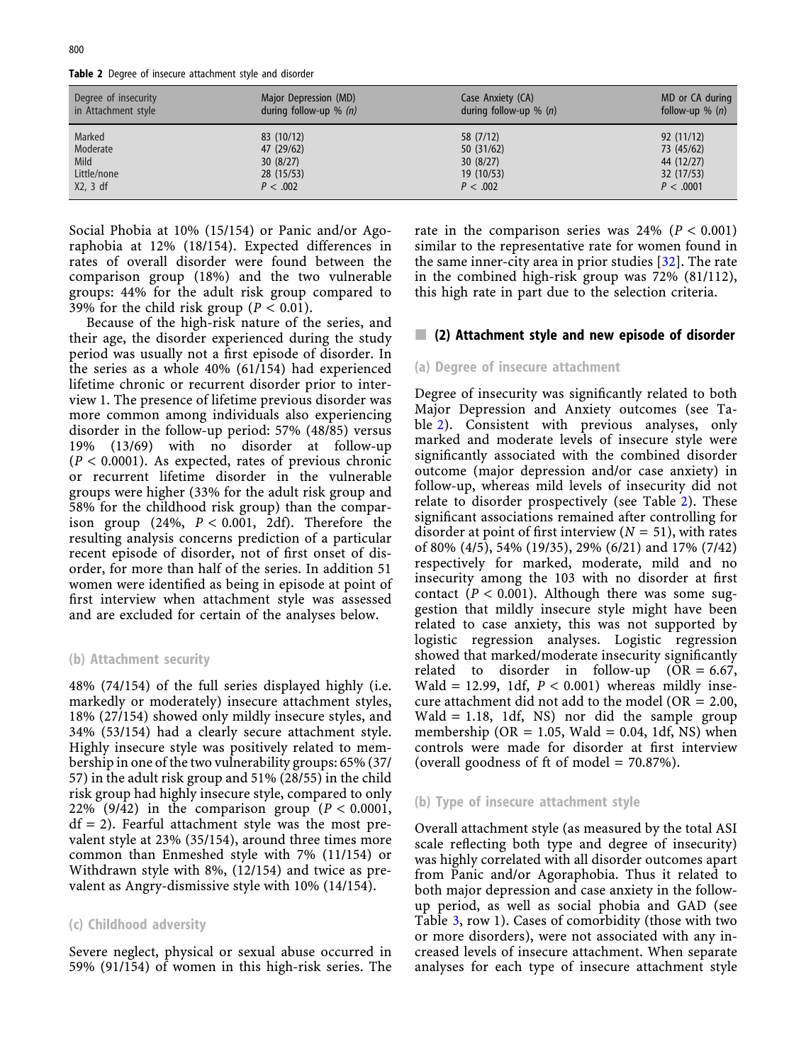**Table 2** Degree of insecure attachment style and disorder

| Degree of insecurity in Attachment style | Major Depression (MD) during follow-up % *(n)* | Case Anxiety (CA) during follow-up % *(n)* | MD or CA during follow-up % *(n)* |
|---|---|---|---|
| Marked | 83 (10/12) | 58 (7/12) | 92 (11/12) |
| Moderate | 47 (29/62) | 50 (31/62) | 73 (45/62) |
| Mild | 30 (8/27) | 30 (8/27) | 44 (12/27) |
| Little/none | 28 (15/53) | 19 (10/53) | 32 (17/53) |
| X2, 3 df | $P < .002$ | $P < .002$ | $P < .0001$ |

Social Phobia at 10% (15/154) or Panic and/or Agoraphobia at 12% (18/154). Expected differences in rates of overall disorder were found between the comparison group (18%) and the two vulnerable groups: 44% for the adult risk group compared to 39% for the child risk group ($P < 0.01$).

Because of the high-risk nature of the series, and their age, the disorder experienced during the study period was usually not a first episode of disorder. In the series as a whole 40% (61/154) had experienced lifetime chronic or recurrent disorder prior to interview 1. The presence of lifetime previous disorder was more common among individuals also experiencing disorder in the follow-up period: 57% (48/85) versus 19% (13/69) with no disorder at follow-up ($P < 0.0001$). As expected, rates of previous chronic or recurrent lifetime disorder in the vulnerable groups were higher (33% for the adult risk group and 58% for the childhood risk group) than the comparison group (24%, $P < 0.001$, 2df). Therefore the resulting analysis concerns prediction of a particular recent episode of disorder, not of first onset of disorder, for more than half of the series. In addition 51 women were identified as being in episode at point of first interview when attachment style was assessed and are excluded for certain of the analyses below.

### (b) Attachment security

48% (74/154) of the full series displayed highly (i.e. markedly or moderately) insecure attachment styles, 18% (27/154) showed only mildly insecure styles, and 34% (53/154) had a clearly secure attachment style. Highly insecure style was positively related to membership in one of the two vulnerability groups: 65% (37/57) in the adult risk group and 51% (28/55) in the child risk group had highly insecure style, compared to only 22% (9/42) in the comparison group ($P < 0.0001$, df = 2). Fearful attachment style was the most prevalent style at 23% (35/154), around three times more common than Enmeshed style with 7% (11/154) or Withdrawn style with 8%, (12/154) and twice as prevalent as Angry-dismissive style with 10% (14/154).

### (c) Childhood adversity

Severe neglect, physical or sexual abuse occurred in 59% (91/154) of women in this high-risk series. The rate in the comparison series was 24% ($P < 0.001$) similar to the representative rate for women found in the same inner-city area in prior studies [32]. The rate in the combined high-risk group was 72% (81/112), this high rate in part due to the selection criteria.

## (2) Attachment style and new episode of disorder

### (a) Degree of insecure attachment

Degree of insecurity was significantly related to both Major Depression and Anxiety outcomes (see Table 2). Consistent with previous analyses, only marked and moderate levels of insecure style were significantly associated with the combined disorder outcome (major depression and/or case anxiety) in follow-up, whereas mild levels of insecurity did not relate to disorder prospectively (see Table 2). These significant associations remained after controlling for disorder at point of first interview ($N = 51$), with rates of 80% (4/5), 54% (19/35), 29% (6/21) and 17% (7/42) respectively for marked, moderate, mild and no insecurity among the 103 with no disorder at first contact ($P < 0.001$). Although there was some suggestion that mildly insecure style might have been related to case anxiety, this was not supported by logistic regression analyses. Logistic regression showed that marked/moderate insecurity significantly related to disorder in follow-up (OR = 6.67, Wald = 12.99, 1df, $P < 0.001$) whereas mildly insecure attachment did not add to the model (OR = 2.00, Wald = 1.18, 1df, NS) nor did the sample group membership (OR = 1.05, Wald = 0.04, 1df, NS) when controls were made for disorder at first interview (overall goodness of ft of model = 70.87%).

### (b) Type of insecure attachment style

Overall attachment style (as measured by the total ASI scale reflecting both type and degree of insecurity) was highly correlated with all disorder outcomes apart from Panic and/or Agoraphobia. Thus it related to both major depression and case anxiety in the follow-up period, as well as social phobia and GAD (see Table 3, row 1). Cases of comorbidity (those with two or more disorders), were not associated with any increased levels of insecure attachment. When separate analyses for each type of insecure attachment style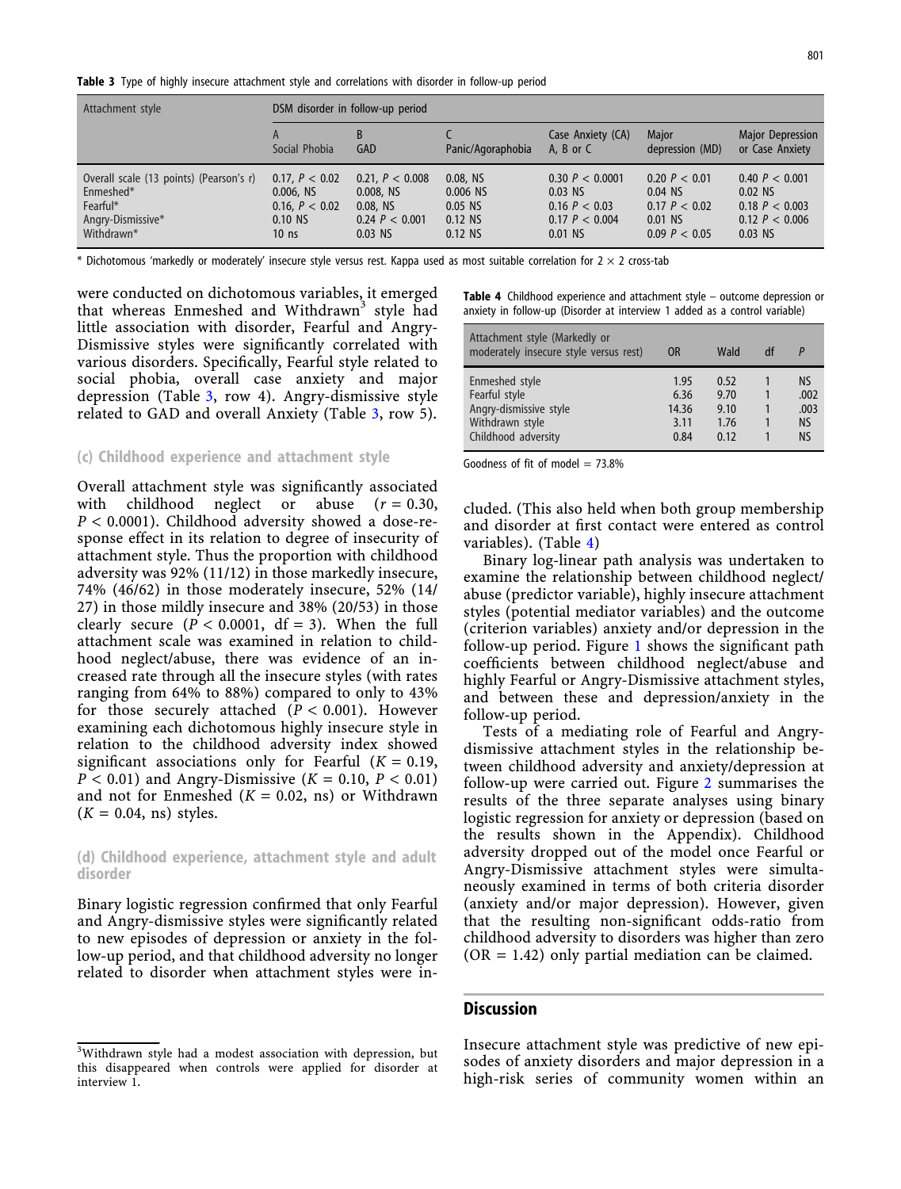**Table 3** Type of highly insecure attachment style and correlations with disorder in follow-up period

| Attachment style | DSM disorder in follow-up period | | | | | |
|---|---|---|---|---|---|---|
| | A Social Phobia | B GAD | C Panic/Agoraphobia | Case Anxiety (CA) A, B or C | Major depression (MD) | Major Depression or Case Anxiety |
| Overall scale (13 points) (Pearson's r) | 0.17, $P < 0.02$ | 0.21, $P < 0.008$ | 0.08, NS | 0.30 $P < 0.0001$ | 0.20 $P < 0.01$ | 0.40 $P < 0.001$ |
| Enmeshed* | 0.006, NS | 0.008, NS | 0.006 NS | 0.03 NS | 0.04 NS | 0.02 NS |
| Fearful* | 0.16, $P < 0.02$ | 0.08, NS | 0.05 NS | 0.16 $P < 0.03$ | 0.17 $P < 0.02$ | 0.18 $P < 0.003$ |
| Angry-Dismissive* | 0.10 NS | 0.24 $P < 0.001$ | 0.12 NS | 0.17 $P < 0.004$ | 0.01 NS | 0.12 $P < 0.006$ |
| Withdrawn* | 10 ns | 0.03 NS | 0.12 NS | 0.01 NS | 0.09 $P < 0.05$ | 0.03 NS |

\* Dichotomous 'markedly or moderately' insecure style versus rest. Kappa used as most suitable correlation for 2 × 2 cross-tab

were conducted on dichotomous variables, it emerged that whereas Enmeshed and Withdrawn[3] style had little association with disorder, Fearful and Angry-Dismissive styles were significantly correlated with various disorders. Specifically, Fearful style related to social phobia, overall case anxiety and major depression (Table 3, row 4). Angry-dismissive style related to GAD and overall Anxiety (Table 3, row 5).

### (c) Childhood experience and attachment style

Overall attachment style was significantly associated with childhood neglect or abuse ($r = 0.30$, $P < 0.0001$). Childhood adversity showed a dose-response effect in its relation to degree of insecurity of attachment style. Thus the proportion with childhood adversity was 92% (11/12) in those markedly insecure, 74% (46/62) in those moderately insecure, 52% (14/27) in those mildly insecure and 38% (20/53) in those clearly secure ($P < 0.0001$, df = 3). When the full attachment scale was examined in relation to childhood neglect/abuse, there was evidence of an increased rate through all the insecure styles (with rates ranging from 64% to 88%) compared to only to 43% for those securely attached ($P < 0.001$). However examining each dichotomous highly insecure style in relation to the childhood adversity index showed significant associations only for Fearful ($K = 0.19$, $P < 0.01$) and Angry-Dismissive ($K = 0.10$, $P < 0.01$) and not for Enmeshed ($K = 0.02$, ns) or Withdrawn ($K = 0.04$, ns) styles.

### (d) Childhood experience, attachment style and adult disorder

Binary logistic regression confirmed that only Fearful and Angry-dismissive styles were significantly related to new episodes of depression or anxiety in the follow-up period, and that childhood adversity no longer related to disorder when attachment styles were included. (This also held when both group membership and disorder at first contact were entered as control variables). (Table 4)

**Table 4** Childhood experience and attachment style – outcome depression or anxiety in follow-up (Disorder at interview 1 added as a control variable)

| Attachment style (Markedly or moderately insecure style versus rest) | OR | Wald | df | P |
|---|---|---|---|---|
| Enmeshed style | 1.95 | 0.52 | 1 | NS |
| Fearful style | 6.36 | 9.70 | 1 | .002 |
| Angry-dismissive style | 14.36 | 9.10 | 1 | .003 |
| Withdrawn style | 3.11 | 1.76 | 1 | NS |
| Childhood adversity | 0.84 | 0.12 | 1 | NS |

Goodness of fit of model = 73.8%

Binary log-linear path analysis was undertaken to examine the relationship between childhood neglect/abuse (predictor variable), highly insecure attachment styles (potential mediator variables) and the outcome (criterion variables) anxiety and/or depression in the follow-up period. Figure 1 shows the significant path coefficients between childhood neglect/abuse and highly Fearful or Angry-Dismissive attachment styles, and between these and depression/anxiety in the follow-up period.

Tests of a mediating role of Fearful and Angry-dismissive attachment styles in the relationship between childhood adversity and anxiety/depression at follow-up were carried out. Figure 2 summarises the results of the three separate analyses using binary logistic regression for anxiety or depression (based on the results shown in the Appendix). Childhood adversity dropped out of the model once Fearful or Angry-Dismissive attachment styles were simultaneously examined in terms of both criteria disorder (anxiety and/or major depression). However, given that the resulting non-significant odds-ratio from childhood adversity to disorders was higher than zero (OR = 1.42) only partial mediation can be claimed.

## Discussion

Insecure attachment style was predictive of new episodes of anxiety disorders and major depression in a high-risk series of community women within an

[3] Withdrawn style had a modest association with depression, but this disappeared when controls were applied for disorder at interview 1.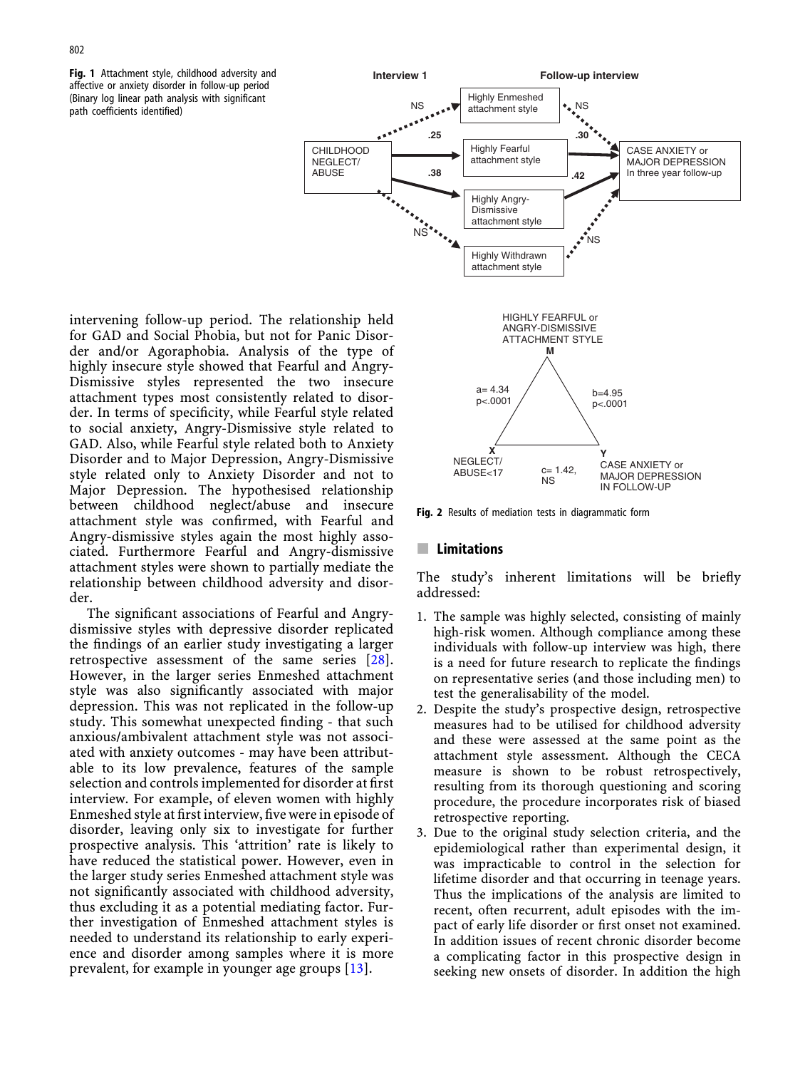**Fig. 1** Attachment style, childhood adversity and affective or anxiety disorder in follow-up period (Binary log linear path analysis with significant path coefficients identified)

intervening follow-up period. The relationship held for GAD and Social Phobia, but not for Panic Disorder and/or Agoraphobia. Analysis of the type of highly insecure style showed that Fearful and Angry-Dismissive styles represented the two insecure attachment types most consistently related to disorder. In terms of specificity, while Fearful style related to social anxiety, Angry-Dismissive style related to GAD. Also, while Fearful style related both to Anxiety Disorder and to Major Depression, Angry-Dismissive style related only to Anxiety Disorder and not to Major Depression. The hypothesised relationship between childhood neglect/abuse and insecure attachment style was confirmed, with Fearful and Angry-dismissive styles again the most highly associated. Furthermore Fearful and Angry-dismissive attachment styles were shown to partially mediate the relationship between childhood adversity and disorder.

The significant associations of Fearful and Angry-dismissive styles with depressive disorder replicated the findings of an earlier study investigating a larger retrospective assessment of the same series [28]. However, in the larger series Enmeshed attachment style was also significantly associated with major depression. This was not replicated in the follow-up study. This somewhat unexpected finding - that such anxious/ambivalent attachment style was not associated with anxiety outcomes - may have been attributable to its low prevalence, features of the sample selection and controls implemented for disorder at first interview. For example, of eleven women with highly Enmeshed style at first interview, five were in episode of disorder, leaving only six to investigate for further prospective analysis. This 'attrition' rate is likely to have reduced the statistical power. However, even in the larger study series Enmeshed attachment style was not significantly associated with childhood adversity, thus excluding it as a potential mediating factor. Further investigation of Enmeshed attachment styles is needed to understand its relationship to early experience and disorder among samples where it is more prevalent, for example in younger age groups [13].

**Fig. 2** Results of mediation tests in diagrammatic form

## Limitations

The study's inherent limitations will be briefly addressed:

1. The sample was highly selected, consisting of mainly high-risk women. Although compliance among these individuals with follow-up interview was high, there is a need for future research to replicate the findings on representative series (and those including men) to test the generalisability of the model.
2. Despite the study's prospective design, retrospective measures had to be utilised for childhood adversity and these were assessed at the same point as the attachment style assessment. Although the CECA measure is shown to be robust retrospectively, resulting from its thorough questioning and scoring procedure, the procedure incorporates risk of biased retrospective reporting.
3. Due to the original study selection criteria, and the epidemiological rather than experimental design, it was impracticable to control in the selection for lifetime disorder and that occurring in teenage years. Thus the implications of the analysis are limited to recent, often recurrent, adult episodes with the impact of early life disorder or first onset not examined. In addition issues of recent chronic disorder become a complicating factor in this prospective design in seeking new onsets of disorder. In addition the high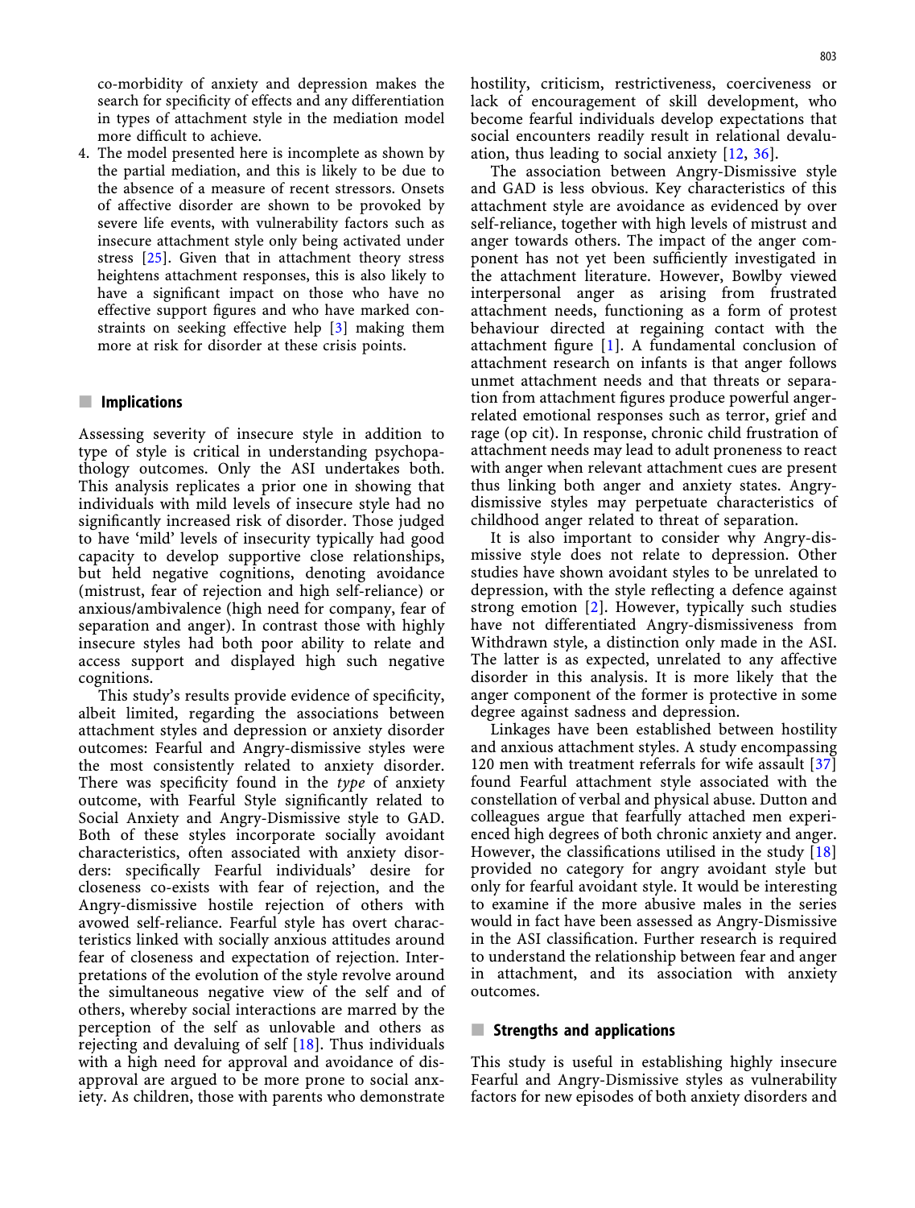co-morbidity of anxiety and depression makes the search for specificity of effects and any differentiation in types of attachment style in the mediation model more difficult to achieve.

4. The model presented here is incomplete as shown by the partial mediation, and this is likely to be due to the absence of a measure of recent stressors. Onsets of affective disorder are shown to be provoked by severe life events, with vulnerability factors such as insecure attachment style only being activated under stress [25]. Given that in attachment theory stress heightens attachment responses, this is also likely to have a significant impact on those who have no effective support figures and who have marked constraints on seeking effective help [3] making them more at risk for disorder at these crisis points.

## Implications

Assessing severity of insecure style in addition to type of style is critical in understanding psychopathology outcomes. Only the ASI undertakes both. This analysis replicates a prior one in showing that individuals with mild levels of insecure style had no significantly increased risk of disorder. Those judged to have 'mild' levels of insecurity typically had good capacity to develop supportive close relationships, but held negative cognitions, denoting avoidance (mistrust, fear of rejection and high self-reliance) or anxious/ambivalence (high need for company, fear of separation and anger). In contrast those with highly insecure styles had both poor ability to relate and access support and displayed high such negative cognitions.

This study's results provide evidence of specificity, albeit limited, regarding the associations between attachment styles and depression or anxiety disorder outcomes: Fearful and Angry-dismissive styles were the most consistently related to anxiety disorder. There was specificity found in the *type* of anxiety outcome, with Fearful Style significantly related to Social Anxiety and Angry-Dismissive style to GAD. Both of these styles incorporate socially avoidant characteristics, often associated with anxiety disorders: specifically Fearful individuals' desire for closeness co-exists with fear of rejection, and the Angry-dismissive hostile rejection of others with avowed self-reliance. Fearful style has overt characteristics linked with socially anxious attitudes around fear of closeness and expectation of rejection. Interpretations of the evolution of the style revolve around the simultaneous negative view of the self and of others, whereby social interactions are marred by the perception of the self as unlovable and others as rejecting and devaluing of self [18]. Thus individuals with a high need for approval and avoidance of disapproval are argued to be more prone to social anxiety. As children, those with parents who demonstrate hostility, criticism, restrictiveness, coerciveness or lack of encouragement of skill development, who become fearful individuals develop expectations that social encounters readily result in relational devaluation, thus leading to social anxiety [12, 36].

The association between Angry-Dismissive style and GAD is less obvious. Key characteristics of this attachment style are avoidance as evidenced by over self-reliance, together with high levels of mistrust and anger towards others. The impact of the anger component has not yet been sufficiently investigated in the attachment literature. However, Bowlby viewed interpersonal anger as arising from frustrated attachment needs, functioning as a form of protest behaviour directed at regaining contact with the attachment figure [1]. A fundamental conclusion of attachment research on infants is that anger follows unmet attachment needs and that threats or separation from attachment figures produce powerful anger-related emotional responses such as terror, grief and rage (op cit). In response, chronic child frustration of attachment needs may lead to adult proneness to react with anger when relevant attachment cues are present thus linking both anger and anxiety states. Angry-dismissive styles may perpetuate characteristics of childhood anger related to threat of separation.

It is also important to consider why Angry-dismissive style does not relate to depression. Other studies have shown avoidant styles to be unrelated to depression, with the style reflecting a defence against strong emotion [2]. However, typically such studies have not differentiated Angry-dismissiveness from Withdrawn style, a distinction only made in the ASI. The latter is as expected, unrelated to any affective disorder in this analysis. It is more likely that the anger component of the former is protective in some degree against sadness and depression.

Linkages have been established between hostility and anxious attachment styles. A study encompassing 120 men with treatment referrals for wife assault [37] found Fearful attachment style associated with the constellation of verbal and physical abuse. Dutton and colleagues argue that fearfully attached men experienced high degrees of both chronic anxiety and anger. However, the classifications utilised in the study [18] provided no category for angry avoidant style but only for fearful avoidant style. It would be interesting to examine if the more abusive males in the series would in fact have been assessed as Angry-Dismissive in the ASI classification. Further research is required to understand the relationship between fear and anger in attachment, and its association with anxiety outcomes.

## Strengths and applications

This study is useful in establishing highly insecure Fearful and Angry-Dismissive styles as vulnerability factors for new episodes of both anxiety disorders and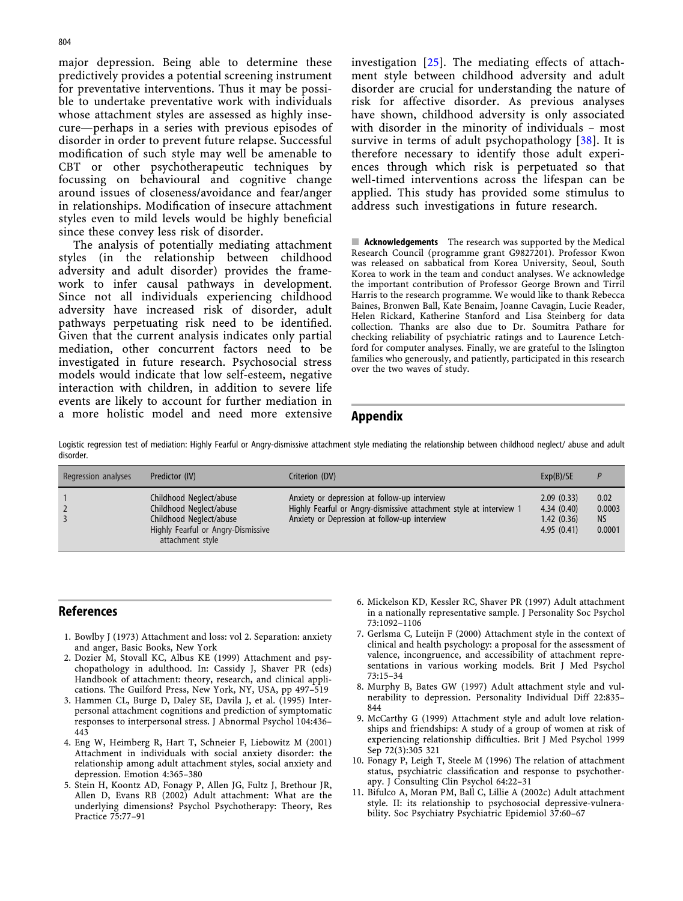major depression. Being able to determine these predictively provides a potential screening instrument for preventative interventions. Thus it may be possible to undertake preventative work with individuals whose attachment styles are assessed as highly insecure—perhaps in a series with previous episodes of disorder in order to prevent future relapse. Successful modification of such style may well be amenable to CBT or other psychotherapeutic techniques by focussing on behavioural and cognitive change around issues of closeness/avoidance and fear/anger in relationships. Modification of insecure attachment styles even to mild levels would be highly beneficial since these convey less risk of disorder.

The analysis of potentially mediating attachment styles (in the relationship between childhood adversity and adult disorder) provides the framework to infer causal pathways in development. Since not all individuals experiencing childhood adversity have increased risk of disorder, adult pathways perpetuating risk need to be identified. Given that the current analysis indicates only partial mediation, other concurrent factors need to be investigated in future research. Psychosocial stress models would indicate that low self-esteem, negative interaction with children, in addition to severe life events are likely to account for further mediation in a more holistic model and need more extensive investigation [25]. The mediating effects of attachment style between childhood adversity and adult disorder are crucial for understanding the nature of risk for affective disorder. As previous analyses have shown, childhood adversity is only associated with disorder in the minority of individuals – most survive in terms of adult psychopathology [38]. It is therefore necessary to identify those adult experiences through which risk is perpetuated so that well-timed interventions across the lifespan can be applied. This study has provided some stimulus to address such investigations in future research.

**Acknowledgements** The research was supported by the Medical Research Council (programme grant G9827201). Professor Kwon was released on sabbatical from Korea University, Seoul, South Korea to work in the team and conduct analyses. We acknowledge the important contribution of Professor George Brown and Tirril Harris to the research programme. We would like to thank Rebecca Baines, Bronwen Ball, Kate Benaim, Joanne Cavagin, Lucie Reader, Helen Rickard, Katherine Stanford and Lisa Steinberg for data collection. Thanks are also due to Dr. Soumitra Pathare for checking reliability of psychiatric ratings and to Laurence Letchford for computer analyses. Finally, we are grateful to the Islington families who generously, and patiently, participated in this research over the two waves of study.

## Appendix

Logistic regression test of mediation: Highly Fearful or Angry-dismissive attachment style mediating the relationship between childhood neglect/ abuse and adult disorder.

| Regression analyses | Predictor (IV) | Criterion (DV) | Exp(B)/SE | P |
|---|---|---|---|---|
| 1 | Childhood Neglect/abuse | Anxiety or depression at follow-up interview | 2.09 (0.33) | 0.02 |
| 2 | Childhood Neglect/abuse | Highly Fearful or Angry-dismissive attachment style at interview 1 | 4.34 (0.40) | 0.0003 |
| 3 | Childhood Neglect/abuse | Anxiety or Depression at follow-up interview | 1.42 (0.36) | NS |
| | Highly Fearful or Angry-Dismissive attachment style | | 4.95 (0.41) | 0.0001 |

## References

1. Bowlby J (1973) Attachment and loss: vol 2. Separation: anxiety and anger, Basic Books, New York
2. Dozier M, Stovall KC, Albus KE (1999) Attachment and psychopathology in adulthood. In: Cassidy J, Shaver PR (eds) Handbook of attachment: theory, research, and clinical applications. The Guilford Press, New York, NY, USA, pp 497–519
3. Hammen CL, Burge D, Daley SE, Davila J, et al. (1995) Interpersonal attachment cognitions and prediction of symptomatic responses to interpersonal stress. J Abnormal Psychol 104:436–443
4. Eng W, Heimberg R, Hart T, Schneier F, Liebowitz M (2001) Attachment in individuals with social anxiety disorder: the relationship among adult attachment styles, social anxiety and depression. Emotion 4:365–380
5. Stein H, Koontz AD, Fonagy P, Allen JG, Fultz J, Brethour JR, Allen D, Evans RB (2002) Adult attachment: What are the underlying dimensions? Psychol Psychotherapy: Theory, Res Practice 75:77–91
6. Mickelson KD, Kessler RC, Shaver PR (1997) Adult attachment in a nationally representative sample. J Personality Soc Psychol 73:1092–1106
7. Gerlsma C, Luteijn F (2000) Attachment style in the context of clinical and health psychology: a proposal for the assessment of valence, incongruence, and accessibility of attachment representations in various working models. Brit J Med Psychol 73:15–34
8. Murphy B, Bates GW (1997) Adult attachment style and vulnerability to depression. Personality Individual Diff 22:835–844
9. McCarthy G (1999) Attachment style and adult love relationships and friendships: A study of a group of women at risk of experiencing relationship difficulties. Brit J Med Psychol 1999 Sep 72(3):305 321
10. Fonagy P, Leigh T, Steele M (1996) The relation of attachment status, psychiatric classification and response to psychotherapy. J Consulting Clin Psychol 64:22–31
11. Bifulco A, Moran PM, Ball C, Lillie A (2002c) Adult attachment style. II: its relationship to psychosocial depressive-vulnerability. Soc Psychiatry Psychiatric Epidemiol 37:60–67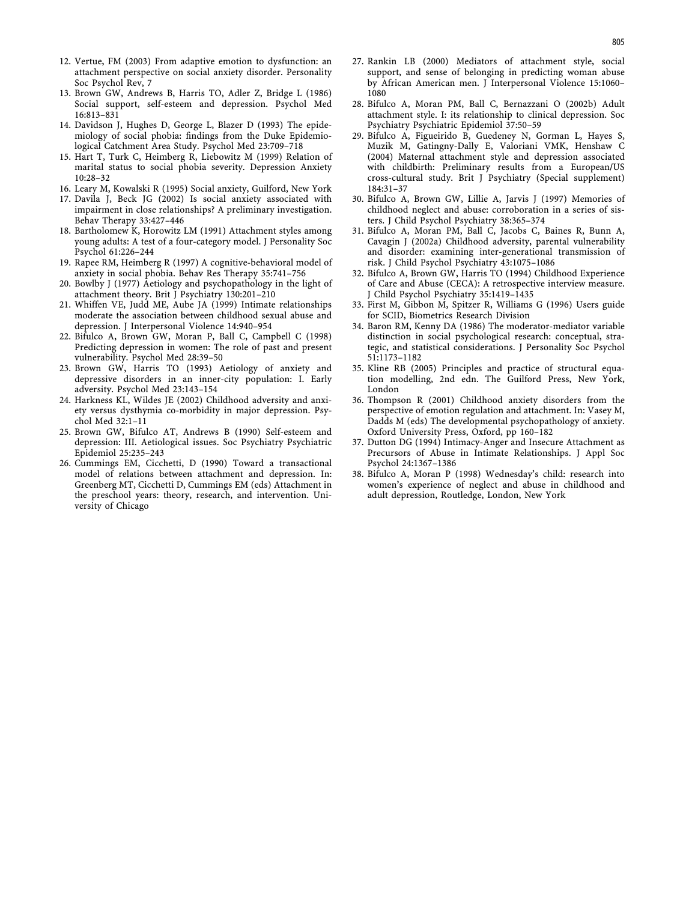12. Vertue, FM (2003) From adaptive emotion to dysfunction: an attachment perspective on social anxiety disorder. Personality Soc Psychol Rev, 7
13. Brown GW, Andrews B, Harris TO, Adler Z, Bridge L (1986) Social support, self-esteem and depression. Psychol Med 16:813–831
14. Davidson J, Hughes D, George L, Blazer D (1993) The epidemiology of social phobia: findings from the Duke Epidemiological Catchment Area Study. Psychol Med 23:709–718
15. Hart T, Turk C, Heimberg R, Liebowitz M (1999) Relation of marital status to social phobia severity. Depression Anxiety 10:28–32
16. Leary M, Kowalski R (1995) Social anxiety, Guilford, New York
17. Davila J, Beck JG (2002) Is social anxiety associated with impairment in close relationships? A preliminary investigation. Behav Therapy 33:427–446
18. Bartholomew K, Horowitz LM (1991) Attachment styles among young adults: A test of a four-category model. J Personality Soc Psychol 61:226–244
19. Rapee RM, Heimberg R (1997) A cognitive-behavioral model of anxiety in social phobia. Behav Res Therapy 35:741–756
20. Bowlby J (1977) Aetiology and psychopathology in the light of attachment theory. Brit J Psychiatry 130:201–210
21. Whiffen VE, Judd ME, Aube JA (1999) Intimate relationships moderate the association between childhood sexual abuse and depression. J Interpersonal Violence 14:940–954
22. Bifulco A, Brown GW, Moran P, Ball C, Campbell C (1998) Predicting depression in women: The role of past and present vulnerability. Psychol Med 28:39–50
23. Brown GW, Harris TO (1993) Aetiology of anxiety and depressive disorders in an inner-city population: I. Early adversity. Psychol Med 23:143–154
24. Harkness KL, Wildes JE (2002) Childhood adversity and anxiety versus dysthymia co-morbidity in major depression. Psychol Med 32:1–11
25. Brown GW, Bifulco AT, Andrews B (1990) Self-esteem and depression: III. Aetiological issues. Soc Psychiatry Psychiatric Epidemiol 25:235–243
26. Cummings EM, Cicchetti, D (1990) Toward a transactional model of relations between attachment and depression. In: Greenberg MT, Cicchetti D, Cummings EM (eds) Attachment in the preschool years: theory, research, and intervention. University of Chicago
27. Rankin LB (2000) Mediators of attachment style, social support, and sense of belonging in predicting woman abuse by African American men. J Interpersonal Violence 15:1060–1080
28. Bifulco A, Moran PM, Ball C, Bernazzani O (2002b) Adult attachment style. I: its relationship to clinical depression. Soc Psychiatry Psychiatric Epidemiol 37:50–59
29. Bifulco A, Figueirido B, Guedeney N, Gorman L, Hayes S, Muzik M, Gatingny-Dally E, Valoriani VMK, Henshaw C (2004) Maternal attachment style and depression associated with childbirth: Preliminary results from a European/US cross-cultural study. Brit J Psychiatry (Special supplement) 184:31–37
30. Bifulco A, Brown GW, Lillie A, Jarvis J (1997) Memories of childhood neglect and abuse: corroboration in a series of sisters. J Child Psychol Psychiatry 38:365–374
31. Bifulco A, Moran PM, Ball C, Jacobs C, Baines R, Bunn A, Cavagin J (2002a) Childhood adversity, parental vulnerability and disorder: examining inter-generational transmission of risk. J Child Psychol Psychiatry 43:1075–1086
32. Bifulco A, Brown GW, Harris TO (1994) Childhood Experience of Care and Abuse (CECA): A retrospective interview measure. J Child Psychol Psychiatry 35:1419–1435
33. First M, Gibbon M, Spitzer R, Williams G (1996) Users guide for SCID, Biometrics Research Division
34. Baron RM, Kenny DA (1986) The moderator-mediator variable distinction in social psychological research: conceptual, strategic, and statistical considerations. J Personality Soc Psychol 51:1173–1182
35. Kline RB (2005) Principles and practice of structural equation modelling, 2nd edn. The Guilford Press, New York, London
36. Thompson R (2001) Childhood anxiety disorders from the perspective of emotion regulation and attachment. In: Vasey M, Dadds M (eds) The developmental psychopathology of anxiety. Oxford University Press, Oxford, pp 160–182
37. Dutton DG (1994) Intimacy-Anger and Insecure Attachment as Precursors of Abuse in Intimate Relationships. J Appl Soc Psychol 24:1367–1386
38. Bifulco A, Moran P (1998) Wednesday's child: research into women's experience of neglect and abuse in childhood and adult depression, Routledge, London, New York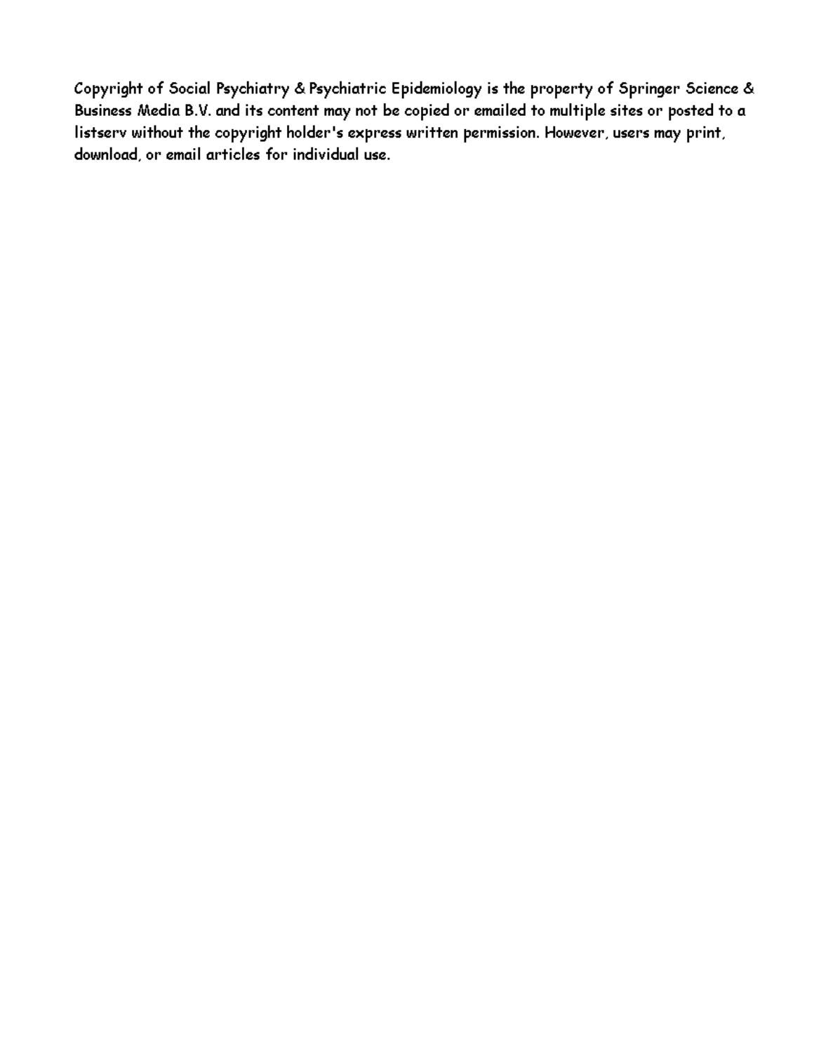Copyright of Social Psychiatry & Psychiatric Epidemiology is the property of Springer Science & Business Media B.V. and its content may not be copied or emailed to multiple sites or posted to a listserv without the copyright holder's express written permission. However, users may print, download, or email articles for individual use.